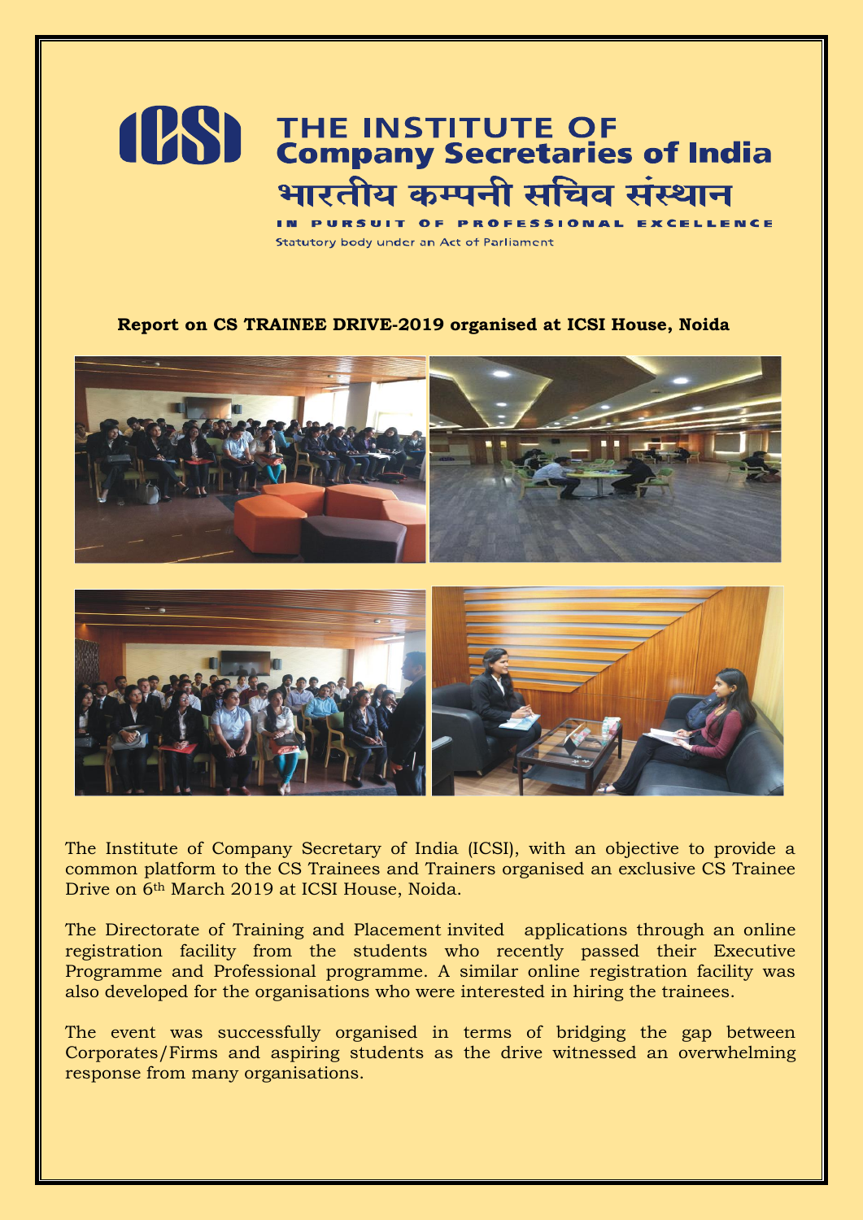# THE INSTITUTE OF Company Secretaries of India

भारतीय कम्पनी सचिव संस्थान

IN PURSUIT OF PROFESSIONAL EXCELLENCE

Statutory body under an Act of Parliament

**Report on CS TRAINEE DRIVE-2019 organised at ICSI House, Noida**

The Institute of Company Secretary of India (ICSI), with an objective to provide a common platform to the CS Trainees and Trainers organised an exclusive CS Trainee Drive on 6th March 2019 at ICSI House, Noida.

The Directorate of Training and Placement invited applications through an online registration facility from the students who recently passed their Executive Programme and Professional programme. A similar online registration facility was also developed for the organisations who were interested in hiring the trainees.

The event was successfully organised in terms of bridging the gap between Corporates/Firms and aspiring students as the drive witnessed an overwhelming response from many organisations.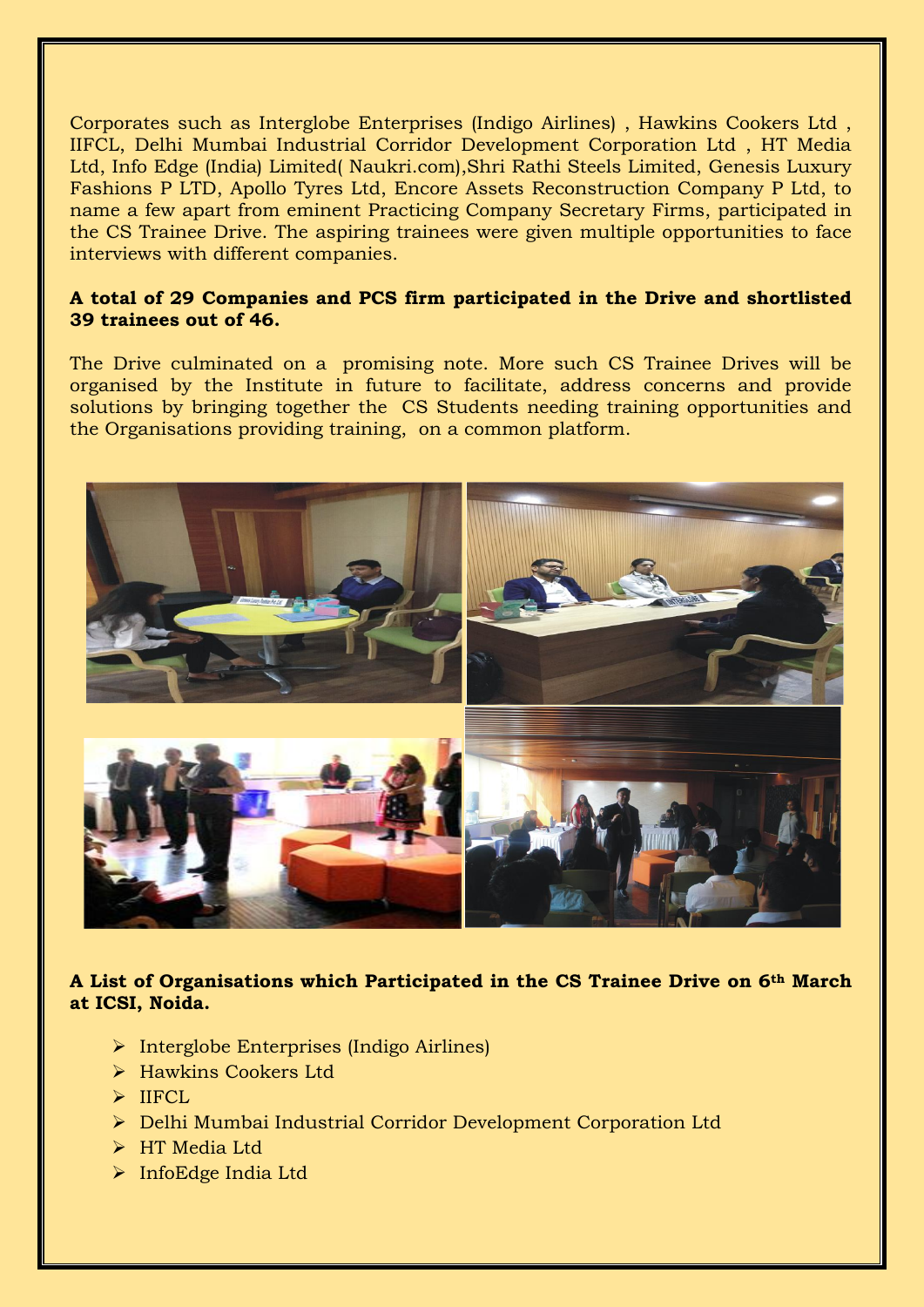Corporates such as Interglobe Enterprises (Indigo Airlines) , Hawkins Cookers Ltd , IIFCL, Delhi Mumbai Industrial Corridor Development Corporation Ltd , HT Media Ltd, Info Edge (India) Limited( Naukri.com),Shri Rathi Steels Limited, Genesis Luxury Fashions P LTD, Apollo Tyres Ltd, Encore Assets Reconstruction Company P Ltd, to name a few apart from eminent Practicing Company Secretary Firms, participated in the CS Trainee Drive. The aspiring trainees were given multiple opportunities to face interviews with different companies.

**A total of 29 Companies and PCS firm participated in the Drive and shortlisted 39 trainees out of 46.**

The Drive culminated on a promising note. More such CS Trainee Drives will be organised by the Institute in future to facilitate, address concerns and provide solutions by bringing together the CS Students needing training opportunities and the Organisations providing training, on a common platform.

**A List of Organisations which Participated in the CS Trainee Drive on 6th March at ICSI, Noida.**

- Interglobe Enterprises (Indigo Airlines)
- Hawkins Cookers Ltd
- IIFCL
- Delhi Mumbai Industrial Corridor Development Corporation Ltd
- HT Media Ltd
- InfoEdge India Ltd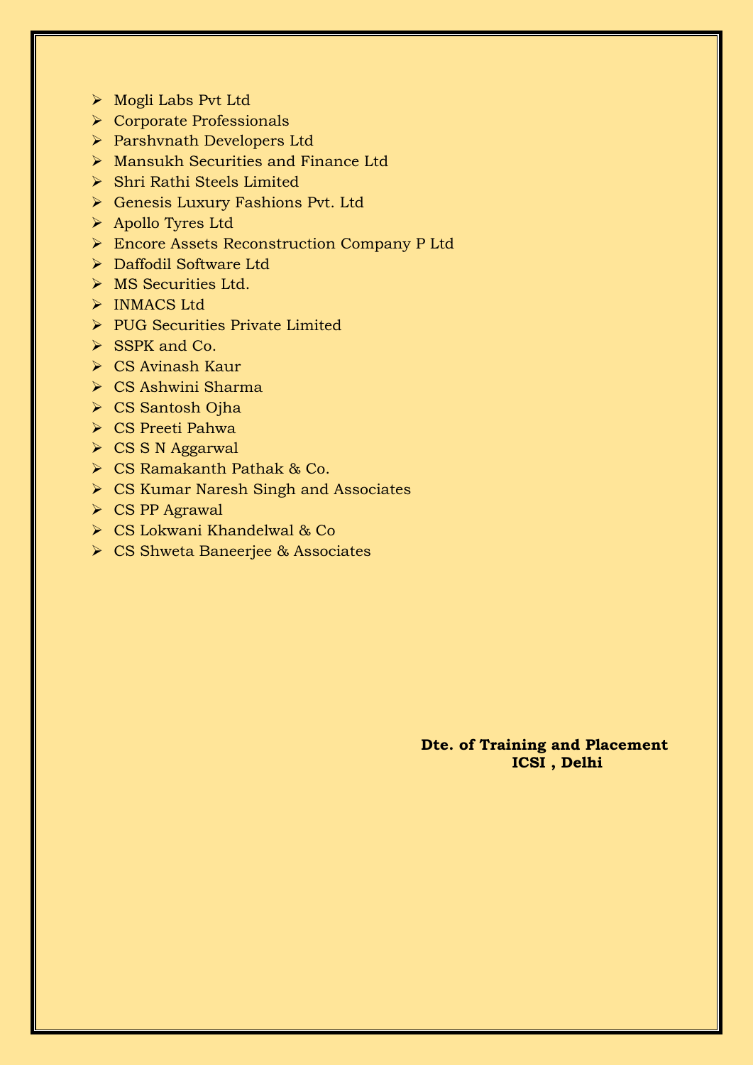- Mogli Labs Pvt Ltd
- Corporate Professionals
- Parshvnath Developers Ltd
- Mansukh Securities and Finance Ltd
- Shri Rathi Steels Limited
- Genesis Luxury Fashions Pvt. Ltd
- Apollo Tyres Ltd
- Encore Assets Reconstruction Company P Ltd
- Daffodil Software Ltd
- MS Securities Ltd.
- INMACS Ltd
- PUG Securities Private Limited
- SSPK and Co.
- CS Avinash Kaur
- CS Ashwini Sharma
- CS Santosh Ojha
- CS Preeti Pahwa
- CS S N Aggarwal
- CS Ramakanth Pathak & Co.
- CS Kumar Naresh Singh and Associates
- CS PP Agrawal
- CS Lokwani Khandelwal & Co
- CS Shweta Baneerjee & Associates

**Dte. of Training and Placement**
**ICSI , Delhi**